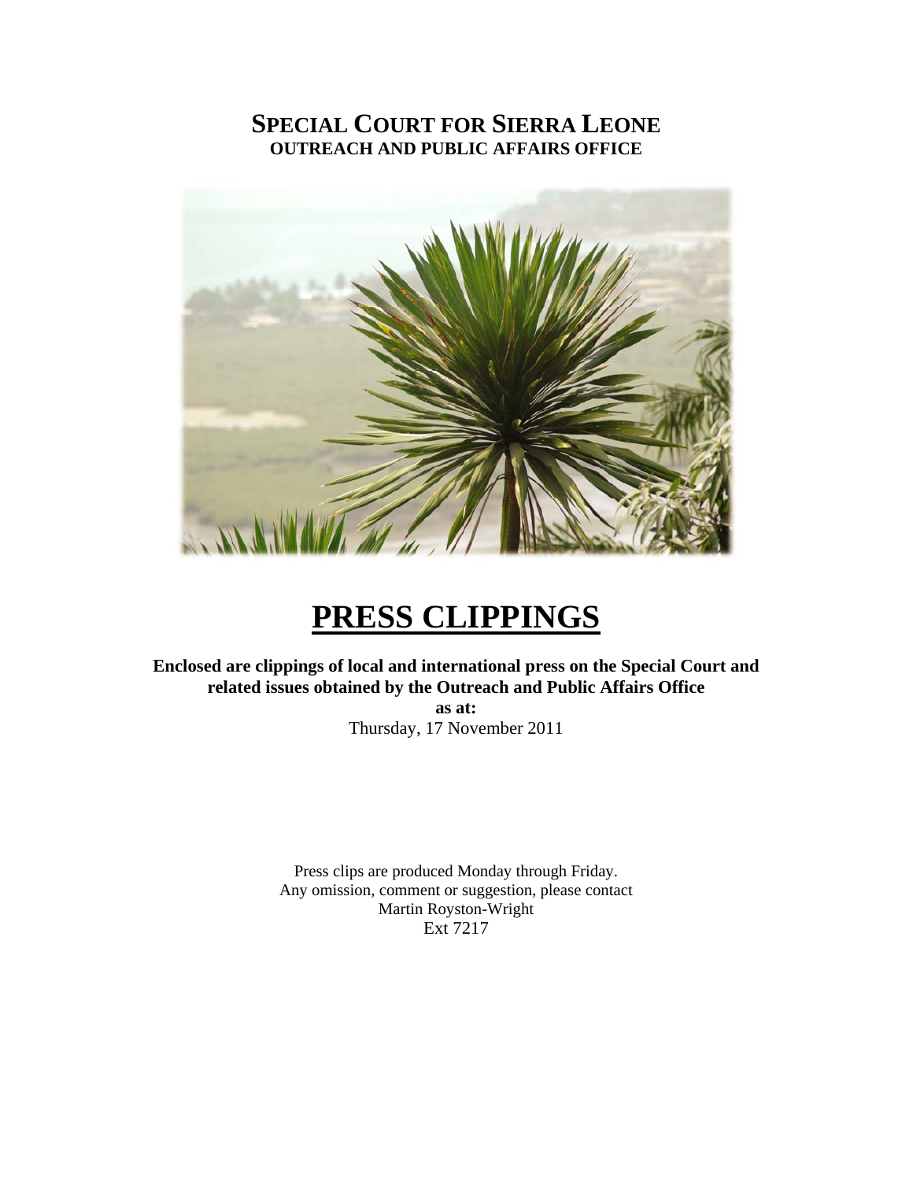# SPECIAL COURT FOR SIERRA LEONE
## OUTREACH AND PUBLIC AFFAIRS OFFICE

# PRESS CLIPPINGS

**Enclosed are clippings of local and international press on the Special Court and related issues obtained by the Outreach and Public Affairs Office**

**as at:**

Thursday, 17 November 2011

Press clips are produced Monday through Friday.
Any omission, comment or suggestion, please contact
Martin Royston-Wright
Ext 7217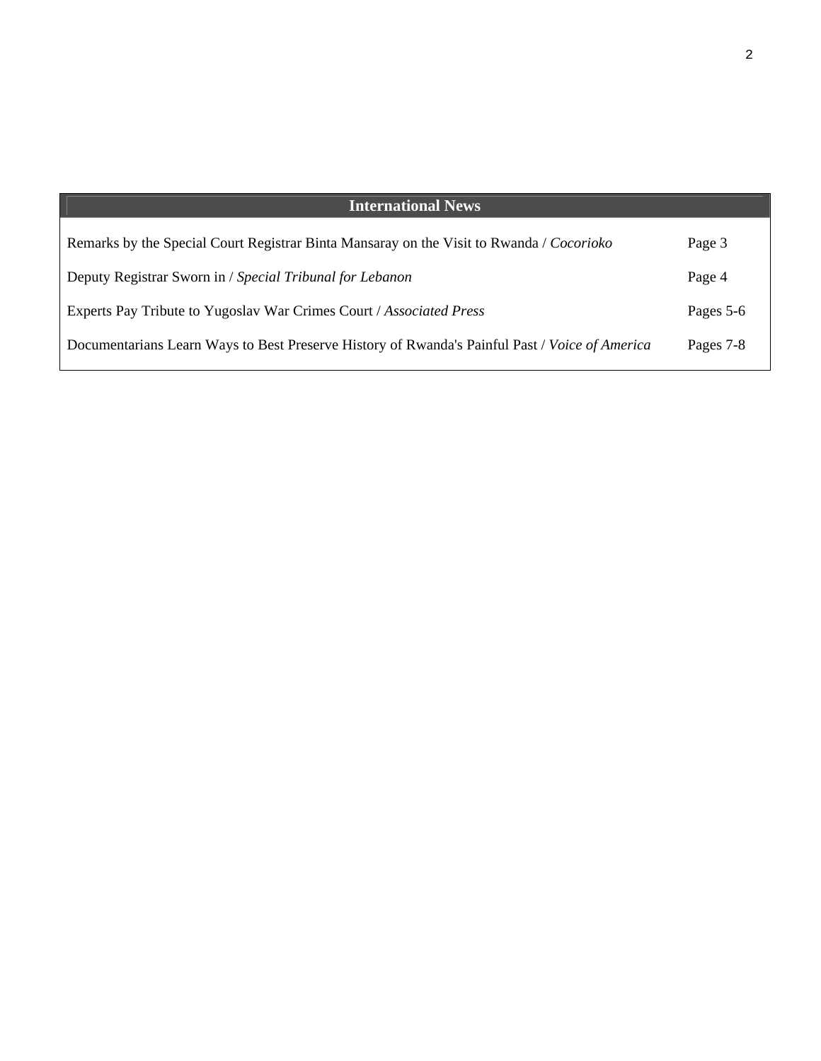| International News | |
| --- | --- |
| Remarks by the Special Court Registrar Binta Mansaray on the Visit to Rwanda / *Cocorioko* | Page 3 |
| Deputy Registrar Sworn in / *Special Tribunal for Lebanon* | Page 4 |
| Experts Pay Tribute to Yugoslav War Crimes Court / *Associated Press* | Pages 5-6 |
| Documentarians Learn Ways to Best Preserve History of Rwanda's Painful Past / *Voice of America* | Pages 7-8 |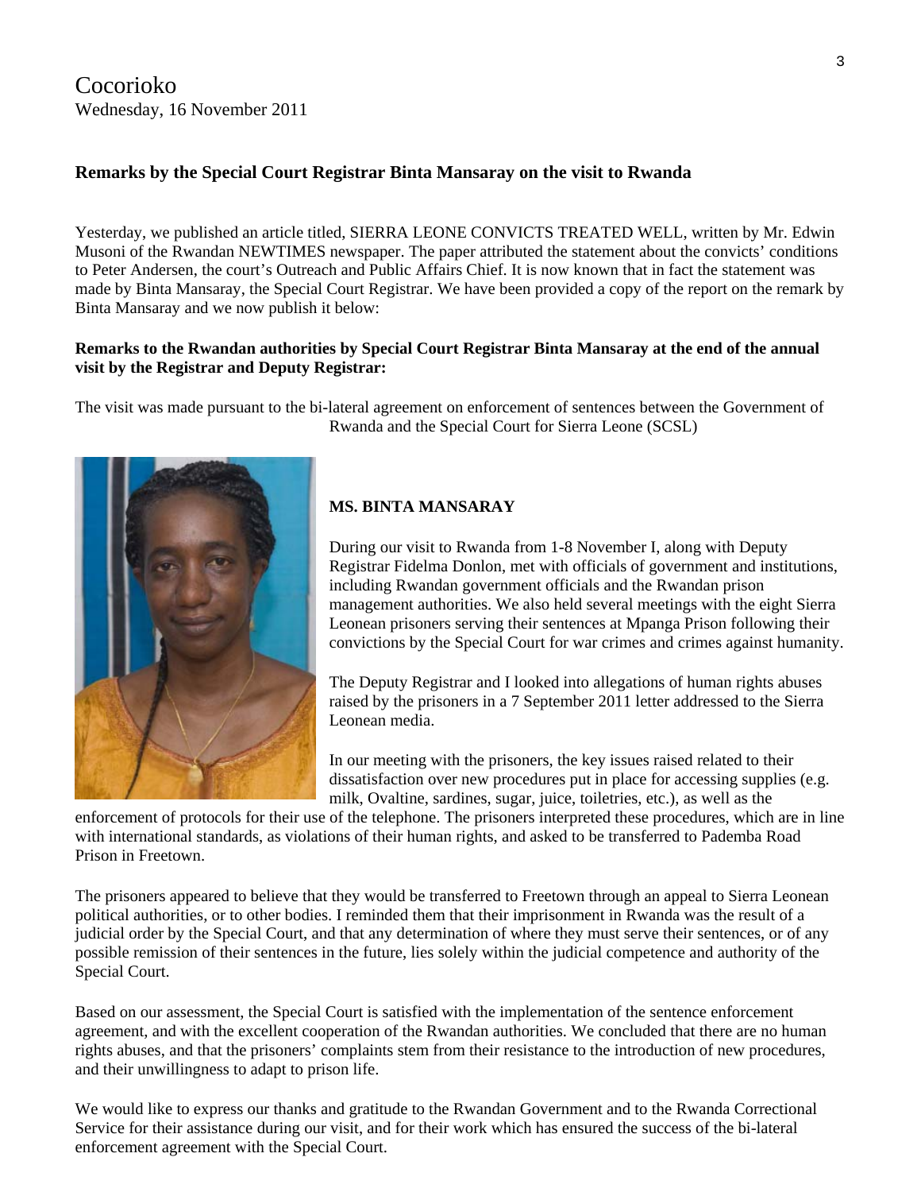Cocorioko
Wednesday, 16 November 2011

**Remarks by the Special Court Registrar Binta Mansaray on the visit to Rwanda**

Yesterday, we published an article titled, SIERRA LEONE CONVICTS TREATED WELL, written by Mr. Edwin Musoni of the Rwandan NEWTIMES newspaper. The paper attributed the statement about the convicts' conditions to Peter Andersen, the court's Outreach and Public Affairs Chief. It is now known that in fact the statement was made by Binta Mansaray, the Special Court Registrar. We have been provided a copy of the report on the remark by Binta Mansaray and we now publish it below:

**Remarks to the Rwandan authorities by Special Court Registrar Binta Mansaray at the end of the annual visit by the Registrar and Deputy Registrar:**

The visit was made pursuant to the bi-lateral agreement on enforcement of sentences between the Government of Rwanda and the Special Court for Sierra Leone (SCSL)

**MS. BINTA MANSARAY**

During our visit to Rwanda from 1-8 November I, along with Deputy Registrar Fidelma Donlon, met with officials of government and institutions, including Rwandan government officials and the Rwandan prison management authorities. We also held several meetings with the eight Sierra Leonean prisoners serving their sentences at Mpanga Prison following their convictions by the Special Court for war crimes and crimes against humanity.

The Deputy Registrar and I looked into allegations of human rights abuses raised by the prisoners in a 7 September 2011 letter addressed to the Sierra Leonean media.

In our meeting with the prisoners, the key issues raised related to their dissatisfaction over new procedures put in place for accessing supplies (e.g. milk, Ovaltine, sardines, sugar, juice, toiletries, etc.), as well as the enforcement of protocols for their use of the telephone. The prisoners interpreted these procedures, which are in line with international standards, as violations of their human rights, and asked to be transferred to Pademba Road Prison in Freetown.

The prisoners appeared to believe that they would be transferred to Freetown through an appeal to Sierra Leonean political authorities, or to other bodies. I reminded them that their imprisonment in Rwanda was the result of a judicial order by the Special Court, and that any determination of where they must serve their sentences, or of any possible remission of their sentences in the future, lies solely within the judicial competence and authority of the Special Court.

Based on our assessment, the Special Court is satisfied with the implementation of the sentence enforcement agreement, and with the excellent cooperation of the Rwandan authorities. We concluded that there are no human rights abuses, and that the prisoners' complaints stem from their resistance to the introduction of new procedures, and their unwillingness to adapt to prison life.

We would like to express our thanks and gratitude to the Rwandan Government and to the Rwanda Correctional Service for their assistance during our visit, and for their work which has ensured the success of the bi-lateral enforcement agreement with the Special Court.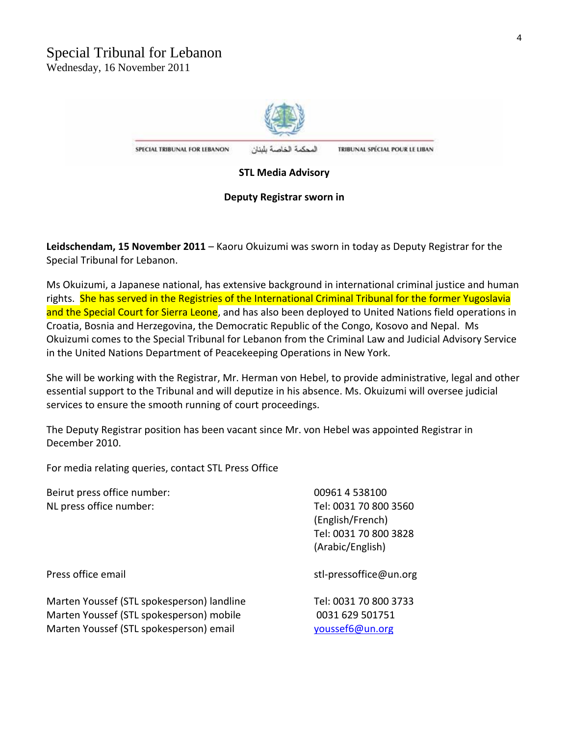# Special Tribunal for Lebanon

Wednesday, 16 November 2011

SPECIAL TRIBUNAL FOR LEBANON المحكمة الخاصة بلبنان TRIBUNAL SPÉCIAL POUR LE LIBAN

**STL Media Advisory**

**Deputy Registrar sworn in**

**Leidschendam, 15 November 2011** – Kaoru Okuizumi was sworn in today as Deputy Registrar for the Special Tribunal for Lebanon.

Ms Okuizumi, a Japanese national, has extensive background in international criminal justice and human rights. She has served in the Registries of the International Criminal Tribunal for the former Yugoslavia and the Special Court for Sierra Leone, and has also been deployed to United Nations field operations in Croatia, Bosnia and Herzegovina, the Democratic Republic of the Congo, Kosovo and Nepal. Ms Okuizumi comes to the Special Tribunal for Lebanon from the Criminal Law and Judicial Advisory Service in the United Nations Department of Peacekeeping Operations in New York.

She will be working with the Registrar, Mr. Herman von Hebel, to provide administrative, legal and other essential support to the Tribunal and will deputize in his absence. Ms. Okuizumi will oversee judicial services to ensure the smooth running of court proceedings.

The Deputy Registrar position has been vacant since Mr. von Hebel was appointed Registrar in December 2010.

For media relating queries, contact STL Press Office

| | |
|---|---|
| Beirut press office number: | 00961 4 538100 |
| NL press office number: | Tel: 0031 70 800 3560 (English/French) Tel: 0031 70 800 3828 (Arabic/English) |
| Press office email | stl-pressoffice@un.org |
| Marten Youssef (STL spokesperson) landline | Tel: 0031 70 800 3733 |
| Marten Youssef (STL spokesperson) mobile | 0031 629 501751 |
| Marten Youssef (STL spokesperson) email | youssef6@un.org |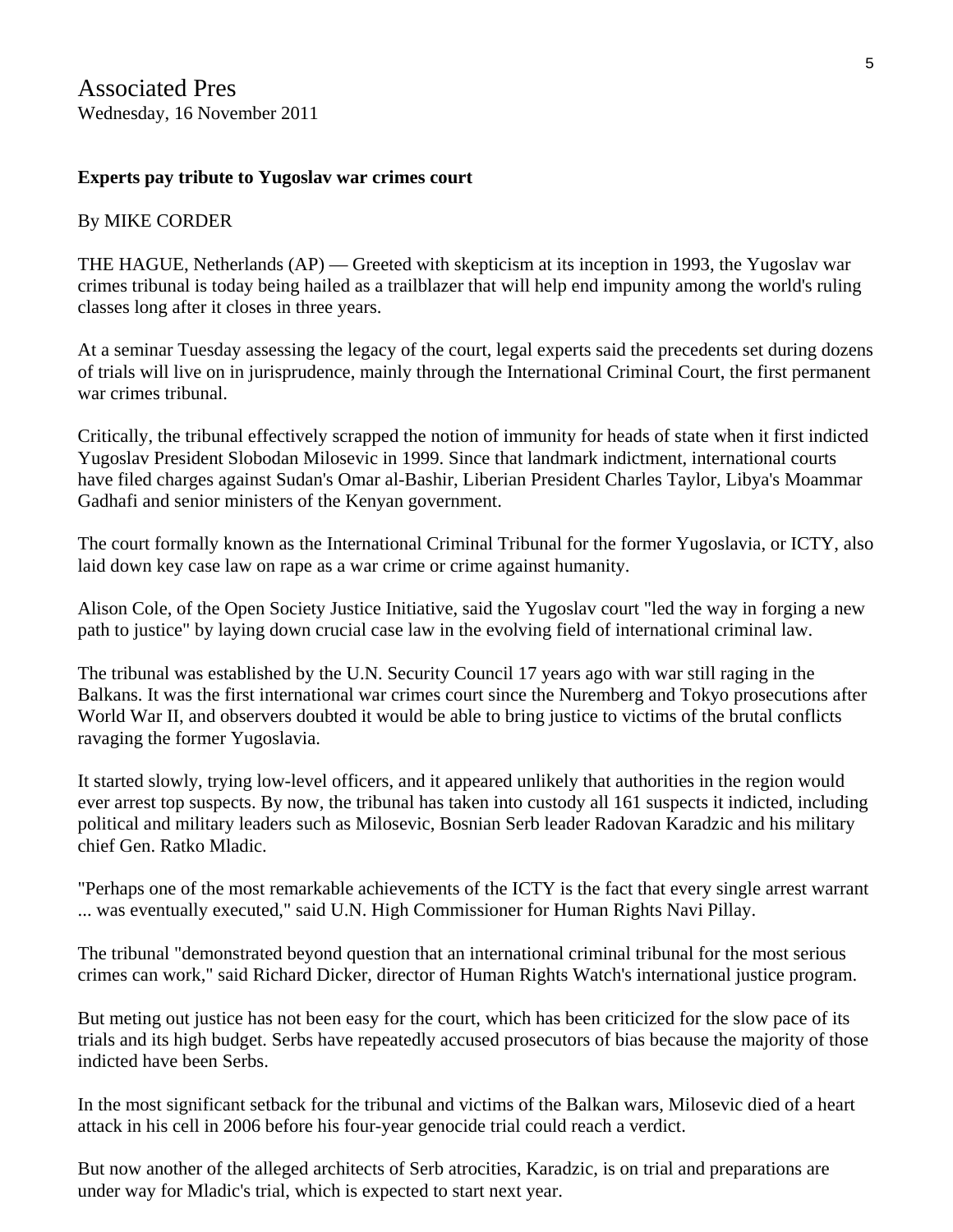Associated Pres
Wednesday, 16 November 2011

**Experts pay tribute to Yugoslav war crimes court**

By MIKE CORDER

THE HAGUE, Netherlands (AP) — Greeted with skepticism at its inception in 1993, the Yugoslav war crimes tribunal is today being hailed as a trailblazer that will help end impunity among the world's ruling classes long after it closes in three years.

At a seminar Tuesday assessing the legacy of the court, legal experts said the precedents set during dozens of trials will live on in jurisprudence, mainly through the International Criminal Court, the first permanent war crimes tribunal.

Critically, the tribunal effectively scrapped the notion of immunity for heads of state when it first indicted Yugoslav President Slobodan Milosevic in 1999. Since that landmark indictment, international courts have filed charges against Sudan's Omar al-Bashir, Liberian President Charles Taylor, Libya's Moammar Gadhafi and senior ministers of the Kenyan government.

The court formally known as the International Criminal Tribunal for the former Yugoslavia, or ICTY, also laid down key case law on rape as a war crime or crime against humanity.

Alison Cole, of the Open Society Justice Initiative, said the Yugoslav court "led the way in forging a new path to justice" by laying down crucial case law in the evolving field of international criminal law.

The tribunal was established by the U.N. Security Council 17 years ago with war still raging in the Balkans. It was the first international war crimes court since the Nuremberg and Tokyo prosecutions after World War II, and observers doubted it would be able to bring justice to victims of the brutal conflicts ravaging the former Yugoslavia.

It started slowly, trying low-level officers, and it appeared unlikely that authorities in the region would ever arrest top suspects. By now, the tribunal has taken into custody all 161 suspects it indicted, including political and military leaders such as Milosevic, Bosnian Serb leader Radovan Karadzic and his military chief Gen. Ratko Mladic.

"Perhaps one of the most remarkable achievements of the ICTY is the fact that every single arrest warrant ... was eventually executed," said U.N. High Commissioner for Human Rights Navi Pillay.

The tribunal "demonstrated beyond question that an international criminal tribunal for the most serious crimes can work," said Richard Dicker, director of Human Rights Watch's international justice program.

But meting out justice has not been easy for the court, which has been criticized for the slow pace of its trials and its high budget. Serbs have repeatedly accused prosecutors of bias because the majority of those indicted have been Serbs.

In the most significant setback for the tribunal and victims of the Balkan wars, Milosevic died of a heart attack in his cell in 2006 before his four-year genocide trial could reach a verdict.

But now another of the alleged architects of Serb atrocities, Karadzic, is on trial and preparations are under way for Mladic's trial, which is expected to start next year.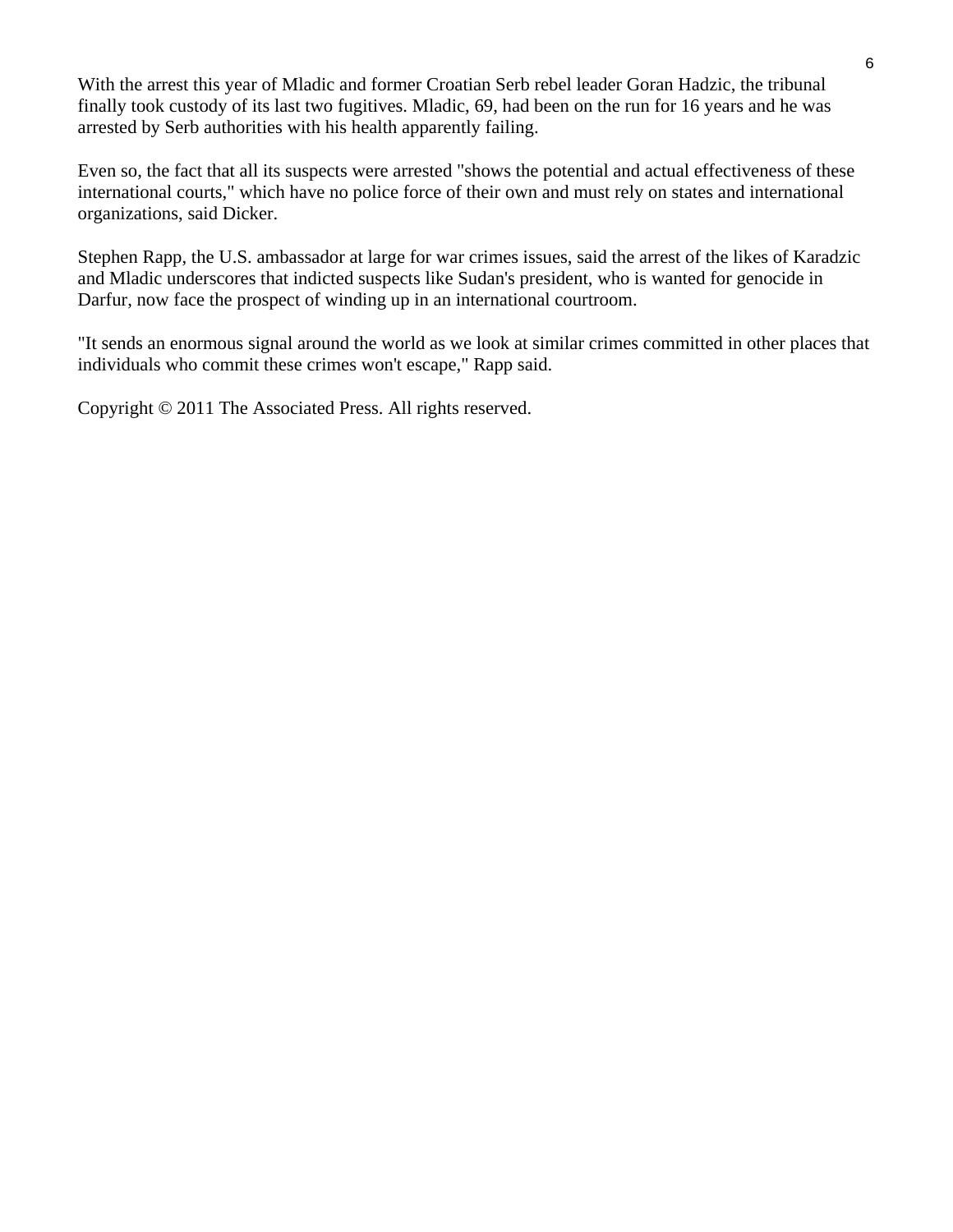With the arrest this year of Mladic and former Croatian Serb rebel leader Goran Hadzic, the tribunal finally took custody of its last two fugitives. Mladic, 69, had been on the run for 16 years and he was arrested by Serb authorities with his health apparently failing.

Even so, the fact that all its suspects were arrested "shows the potential and actual effectiveness of these international courts," which have no police force of their own and must rely on states and international organizations, said Dicker.

Stephen Rapp, the U.S. ambassador at large for war crimes issues, said the arrest of the likes of Karadzic and Mladic underscores that indicted suspects like Sudan's president, who is wanted for genocide in Darfur, now face the prospect of winding up in an international courtroom.

"It sends an enormous signal around the world as we look at similar crimes committed in other places that individuals who commit these crimes won't escape," Rapp said.

Copyright © 2011 The Associated Press. All rights reserved.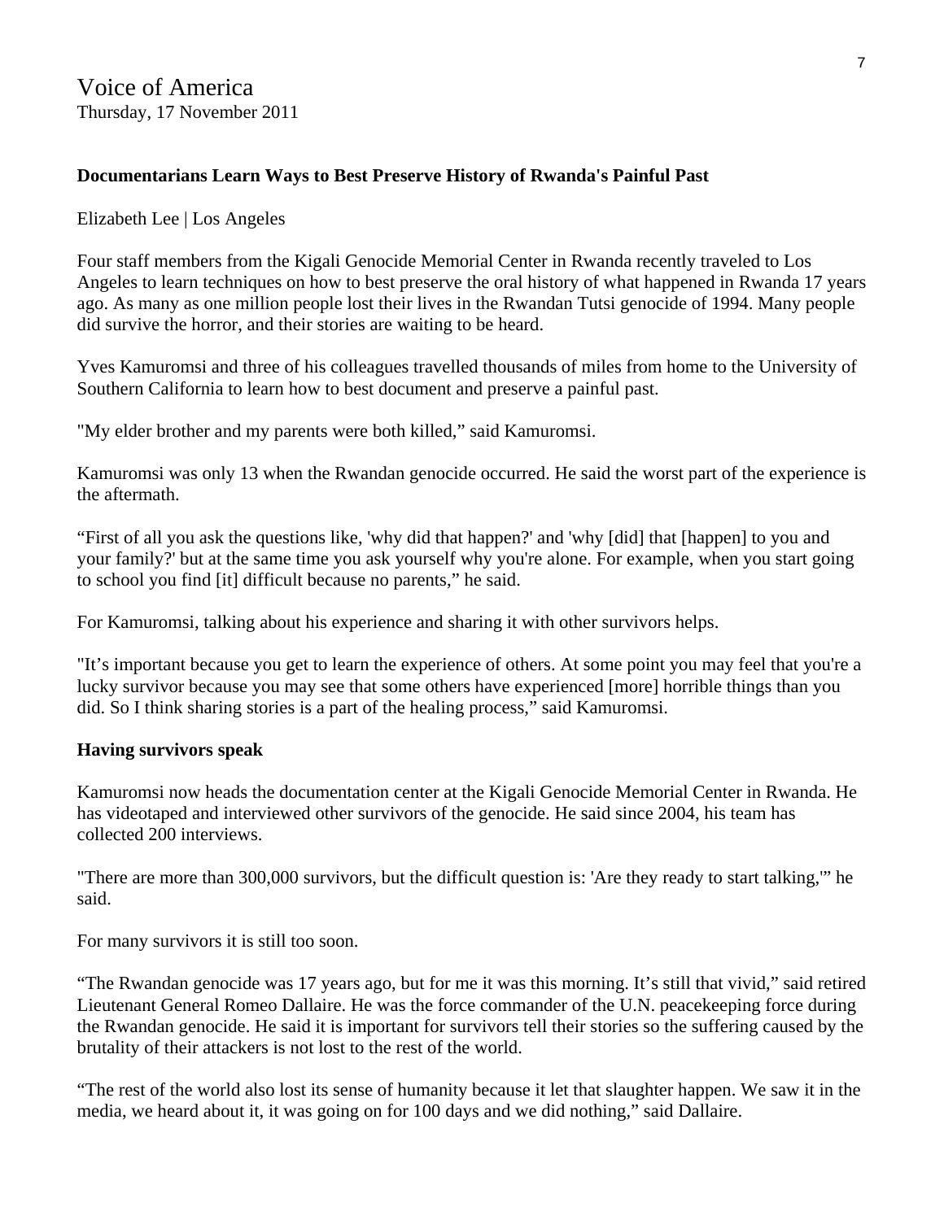Voice of America
Thursday, 17 November 2011

**Documentarians Learn Ways to Best Preserve History of Rwanda's Painful Past**

Elizabeth Lee | Los Angeles

Four staff members from the Kigali Genocide Memorial Center in Rwanda recently traveled to Los Angeles to learn techniques on how to best preserve the oral history of what happened in Rwanda 17 years ago. As many as one million people lost their lives in the Rwandan Tutsi genocide of 1994. Many people did survive the horror, and their stories are waiting to be heard.

Yves Kamuromsi and three of his colleagues travelled thousands of miles from home to the University of Southern California to learn how to best document and preserve a painful past.

"My elder brother and my parents were both killed," said Kamuromsi.

Kamuromsi was only 13 when the Rwandan genocide occurred. He said the worst part of the experience is the aftermath.

"First of all you ask the questions like, 'why did that happen?' and 'why [did] that [happen] to you and your family?' but at the same time you ask yourself why you're alone. For example, when you start going to school you find [it] difficult because no parents," he said.

For Kamuromsi, talking about his experience and sharing it with other survivors helps.

"It's important because you get to learn the experience of others. At some point you may feel that you're a lucky survivor because you may see that some others have experienced [more] horrible things than you did. So I think sharing stories is a part of the healing process," said Kamuromsi.

**Having survivors speak**

Kamuromsi now heads the documentation center at the Kigali Genocide Memorial Center in Rwanda. He has videotaped and interviewed other survivors of the genocide. He said since 2004, his team has collected 200 interviews.

"There are more than 300,000 survivors, but the difficult question is: 'Are they ready to start talking,'" he said.

For many survivors it is still too soon.

"The Rwandan genocide was 17 years ago, but for me it was this morning. It's still that vivid," said retired Lieutenant General Romeo Dallaire. He was the force commander of the U.N. peacekeeping force during the Rwandan genocide. He said it is important for survivors tell their stories so the suffering caused by the brutality of their attackers is not lost to the rest of the world.

"The rest of the world also lost its sense of humanity because it let that slaughter happen. We saw it in the media, we heard about it, it was going on for 100 days and we did nothing," said Dallaire.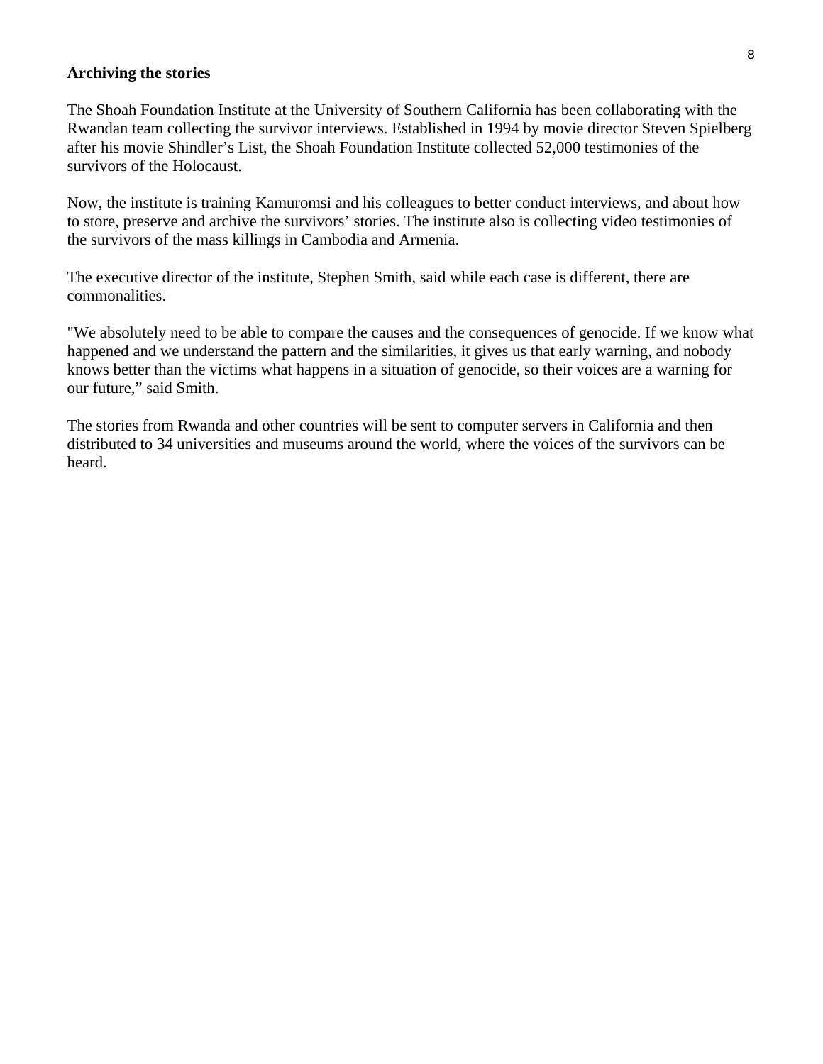**Archiving the stories**

The Shoah Foundation Institute at the University of Southern California has been collaborating with the Rwandan team collecting the survivor interviews. Established in 1994 by movie director Steven Spielberg after his movie Shindler's List, the Shoah Foundation Institute collected 52,000 testimonies of the survivors of the Holocaust.

Now, the institute is training Kamuromsi and his colleagues to better conduct interviews, and about how to store, preserve and archive the survivors' stories. The institute also is collecting video testimonies of the survivors of the mass killings in Cambodia and Armenia.

The executive director of the institute, Stephen Smith, said while each case is different, there are commonalities.

"We absolutely need to be able to compare the causes and the consequences of genocide. If we know what happened and we understand the pattern and the similarities, it gives us that early warning, and nobody knows better than the victims what happens in a situation of genocide, so their voices are a warning for our future," said Smith.

The stories from Rwanda and other countries will be sent to computer servers in California and then distributed to 34 universities and museums around the world, where the voices of the survivors can be heard.